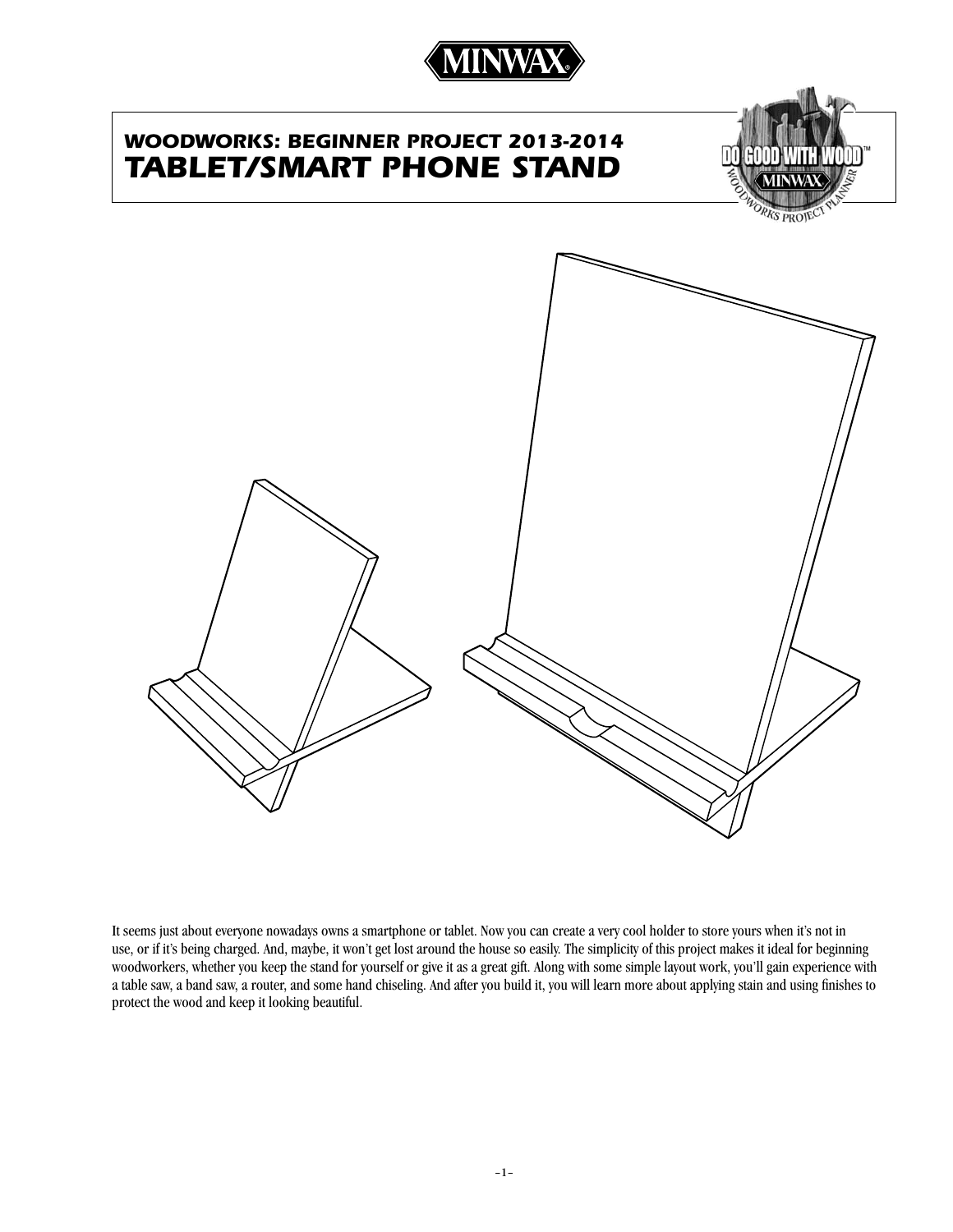# WOODWORKS: BEGINNER PROJECT 2013-2014
# TABLET/SMART PHONE STAND

It seems just about everyone nowadays owns a smartphone or tablet. Now you can create a very cool holder to store yours when it's not in use, or if it's being charged. And, maybe, it won't get lost around the house so easily. The simplicity of this project makes it ideal for beginning woodworkers, whether you keep the stand for yourself or give it as a great gift. Along with some simple layout work, you'll gain experience with a table saw, a band saw, a router, and some hand chiseling. And after you build it, you will learn more about applying stain and using finishes to protect the wood and keep it looking beautiful.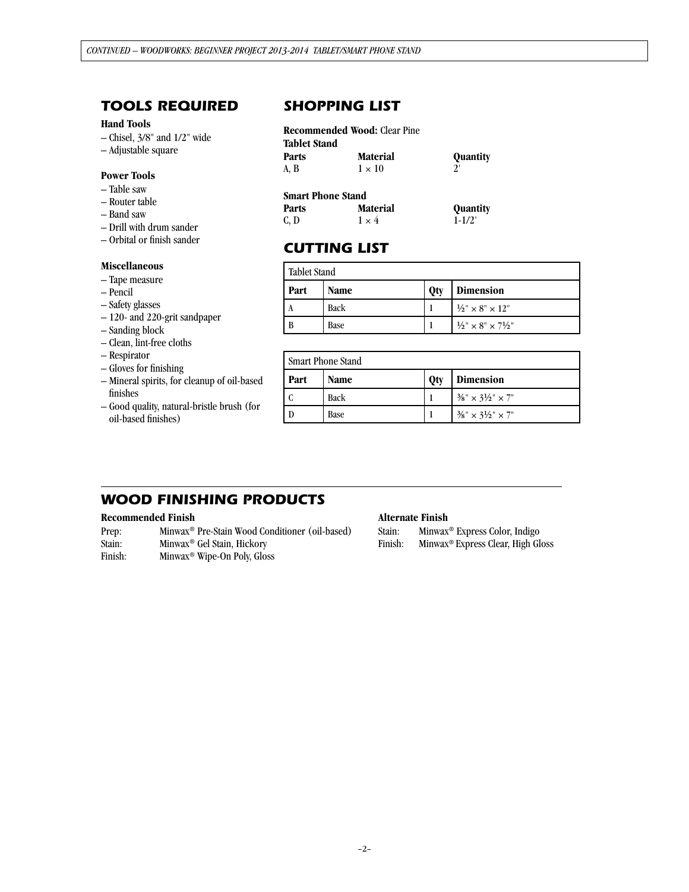## TOOLS REQUIRED

**Hand Tools**

- Chisel, 3/8" and 1/2" wide
- Adjustable square

**Power Tools**

- Table saw
- Router table
- Band saw
- Drill with drum sander
- Orbital or finish sander

**Miscellaneous**

- Tape measure
- Pencil
- Safety glasses
- 120- and 220-grit sandpaper
- Sanding block
- Clean, lint-free cloths
- Respirator
- Gloves for finishing
- Mineral spirits, for cleanup of oil-based finishes
- Good quality, natural-bristle brush (for oil-based finishes)

## SHOPPING LIST

**Recommended Wood:** Clear Pine

**Tablet Stand**

| Parts | Material | Quantity |
|---|---|---|
| A, B | 1 × 10 | 2' |

**Smart Phone Stand**

| Parts | Material | Quantity |
|---|---|---|
| C, D | 1 × 4 | 1-1/2' |

## CUTTING LIST

| Tablet Stand | | | |
|---|---|---|---|
| **Part** | **Name** | **Qty** | **Dimension** |
| A | Back | 1 | ½" × 8" × 12" |
| B | Base | 1 | ½" × 8" × 7½" |

| Smart Phone Stand | | | |
|---|---|---|---|
| **Part** | **Name** | **Qty** | **Dimension** |
| C | Back | 1 | ⅜" × 3½" × 7" |
| D | Base | 1 | ⅜" × 3½" × 7" |

## WOOD FINISHING PRODUCTS

**Recommended Finish**

Prep: Minwax® Pre-Stain Wood Conditioner (oil-based)
Stain: Minwax® Gel Stain, Hickory
Finish: Minwax® Wipe-On Poly, Gloss

**Alternate Finish**

Stain: Minwax® Express Color, Indigo
Finish: Minwax® Express Clear, High Gloss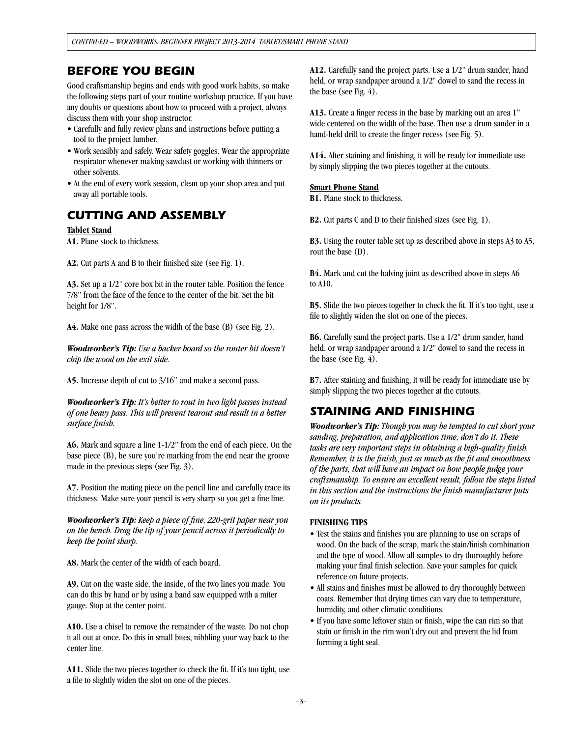## BEFORE YOU BEGIN

Good craftsmanship begins and ends with good work habits, so make the following steps part of your routine workshop practice. If you have any doubts or questions about how to proceed with a project, always discuss them with your shop instructor.

- Carefully and fully review plans and instructions before putting a tool to the project lumber.
- Work sensibly and safely. Wear safety goggles. Wear the appropriate respirator whenever making sawdust or working with thinners or other solvents.
- At the end of every work session, clean up your shop area and put away all portable tools.

## CUTTING AND ASSEMBLY

**Tablet Stand**

**A1.** Plane stock to thickness.

**A2.** Cut parts A and B to their finished size (see Fig. 1).

**A3.** Set up a 1/2" core box bit in the router table. Position the fence 7/8" from the face of the fence to the center of the bit. Set the bit height for 1/8".

**A4.** Make one pass across the width of the base (B) (see Fig. 2).

***Woodworker's Tip:*** *Use a backer board so the router bit doesn't chip the wood on the exit side.*

**A5.** Increase depth of cut to 3/16" and make a second pass.

***Woodworker's Tip:*** *It's better to rout in two light passes instead of one heavy pass. This will prevent tearout and result in a better surface finish.*

**A6.** Mark and square a line 1-1/2" from the end of each piece. On the base piece (B), be sure you're marking from the end near the groove made in the previous steps (see Fig. 3).

**A7.** Position the mating piece on the pencil line and carefully trace its thickness. Make sure your pencil is very sharp so you get a fine line.

***Woodworker's Tip:*** *Keep a piece of fine, 220-grit paper near you on the bench. Drag the tip of your pencil across it periodically to keep the point sharp.*

**A8.** Mark the center of the width of each board.

**A9.** Cut on the waste side, the inside, of the two lines you made. You can do this by hand or by using a band saw equipped with a miter gauge. Stop at the center point.

**A10.** Use a chisel to remove the remainder of the waste. Do not chop it all out at once. Do this in small bites, nibbling your way back to the center line.

**A11.** Slide the two pieces together to check the fit. If it's too tight, use a file to slightly widen the slot on one of the pieces.

**A12.** Carefully sand the project parts. Use a 1/2" drum sander, hand held, or wrap sandpaper around a 1/2" dowel to sand the recess in the base (see Fig. 4).

**A13.** Create a finger recess in the base by marking out an area 1" wide centered on the width of the base. Then use a drum sander in a hand-held drill to create the finger recess (see Fig. 5).

**A14.** After staining and finishing, it will be ready for immediate use by simply slipping the two pieces together at the cutouts.

**Smart Phone Stand**

**B1.** Plane stock to thickness.

**B2.** Cut parts C and D to their finished sizes (see Fig. 1).

**B3.** Using the router table set up as described above in steps A3 to A5, rout the base (D).

**B4.** Mark and cut the halving joint as described above in steps A6 to A10.

**B5.** Slide the two pieces together to check the fit. If it's too tight, use a file to slightly widen the slot on one of the pieces.

**B6.** Carefully sand the project parts. Use a 1/2" drum sander, hand held, or wrap sandpaper around a 1/2" dowel to sand the recess in the base (see Fig. 4).

**B7.** After staining and finishing, it will be ready for immediate use by simply slipping the two pieces together at the cutouts.

## STAINING AND FINISHING

***Woodworker's Tip:*** *Though you may be tempted to cut short your sanding, preparation, and application time, don't do it. These tasks are very important steps in obtaining a high-quality finish. Remember, it is the finish, just as much as the fit and smoothness of the parts, that will have an impact on how people judge your craftsmanship. To ensure an excellent result, follow the steps listed in this section and the instructions the finish manufacturer puts on its products.*

**FINISHING TIPS**

- Test the stains and finishes you are planning to use on scraps of wood. On the back of the scrap, mark the stain/finish combination and the type of wood. Allow all samples to dry thoroughly before making your final finish selection. Save your samples for quick reference on future projects.
- All stains and finishes must be allowed to dry thoroughly between coats. Remember that drying times can vary due to temperature, humidity, and other climatic conditions.
- If you have some leftover stain or finish, wipe the can rim so that stain or finish in the rim won't dry out and prevent the lid from forming a tight seal.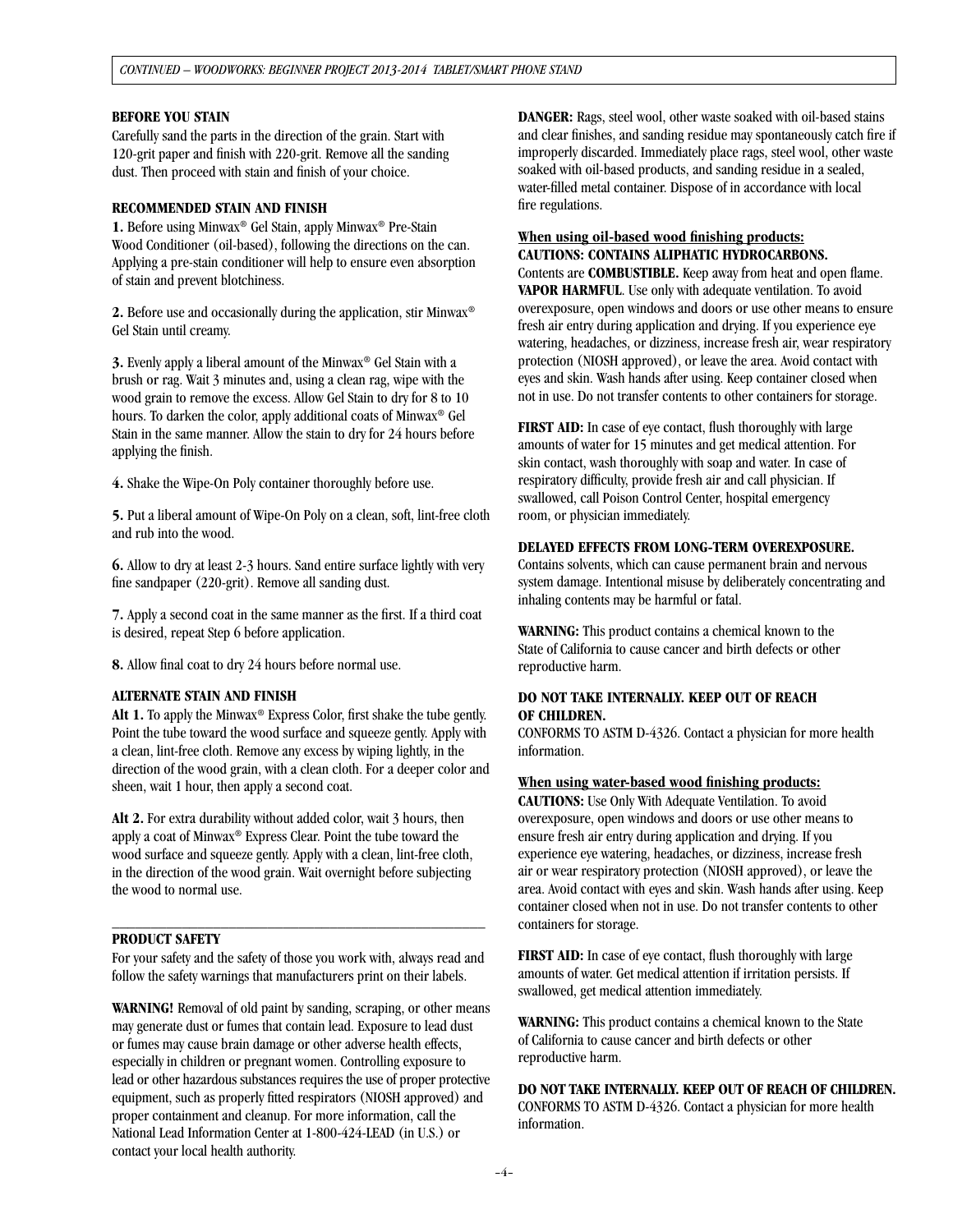**BEFORE YOU STAIN**

Carefully sand the parts in the direction of the grain. Start with 120-grit paper and finish with 220-grit. Remove all the sanding dust. Then proceed with stain and finish of your choice.

**RECOMMENDED STAIN AND FINISH**

**1.** Before using Minwax® Gel Stain, apply Minwax® Pre-Stain Wood Conditioner (oil-based), following the directions on the can. Applying a pre-stain conditioner will help to ensure even absorption of stain and prevent blotchiness.

**2.** Before use and occasionally during the application, stir Minwax® Gel Stain until creamy.

**3.** Evenly apply a liberal amount of the Minwax® Gel Stain with a brush or rag. Wait 3 minutes and, using a clean rag, wipe with the wood grain to remove the excess. Allow Gel Stain to dry for 8 to 10 hours. To darken the color, apply additional coats of Minwax® Gel Stain in the same manner. Allow the stain to dry for 24 hours before applying the finish.

**4.** Shake the Wipe-On Poly container thoroughly before use.

**5.** Put a liberal amount of Wipe-On Poly on a clean, soft, lint-free cloth and rub into the wood.

**6.** Allow to dry at least 2-3 hours. Sand entire surface lightly with very fine sandpaper (220-grit). Remove all sanding dust.

**7.** Apply a second coat in the same manner as the first. If a third coat is desired, repeat Step 6 before application.

**8.** Allow final coat to dry 24 hours before normal use.

**ALTERNATE STAIN AND FINISH**

**Alt 1.** To apply the Minwax® Express Color, first shake the tube gently. Point the tube toward the wood surface and squeeze gently. Apply with a clean, lint-free cloth. Remove any excess by wiping lightly, in the direction of the wood grain, with a clean cloth. For a deeper color and sheen, wait 1 hour, then apply a second coat.

**Alt 2.** For extra durability without added color, wait 3 hours, then apply a coat of Minwax® Express Clear. Point the tube toward the wood surface and squeeze gently. Apply with a clean, lint-free cloth, in the direction of the wood grain. Wait overnight before subjecting the wood to normal use.

---

**PRODUCT SAFETY**

For your safety and the safety of those you work with, always read and follow the safety warnings that manufacturers print on their labels.

**WARNING!** Removal of old paint by sanding, scraping, or other means may generate dust or fumes that contain lead. Exposure to lead dust or fumes may cause brain damage or other adverse health effects, especially in children or pregnant women. Controlling exposure to lead or other hazardous substances requires the use of proper protective equipment, such as properly fitted respirators (NIOSH approved) and proper containment and cleanup. For more information, call the National Lead Information Center at 1-800-424-LEAD (in U.S.) or contact your local health authority.

**DANGER:** Rags, steel wool, other waste soaked with oil-based stains and clear finishes, and sanding residue may spontaneously catch fire if improperly discarded. Immediately place rags, steel wool, other waste soaked with oil-based products, and sanding residue in a sealed, water-filled metal container. Dispose of in accordance with local fire regulations.

**When using oil-based wood finishing products:**
**CAUTIONS: CONTAINS ALIPHATIC HYDROCARBONS.**
Contents are **COMBUSTIBLE.** Keep away from heat and open flame. **VAPOR HARMFUL**. Use only with adequate ventilation. To avoid overexposure, open windows and doors or use other means to ensure fresh air entry during application and drying. If you experience eye watering, headaches, or dizziness, increase fresh air, wear respiratory protection (NIOSH approved), or leave the area. Avoid contact with eyes and skin. Wash hands after using. Keep container closed when not in use. Do not transfer contents to other containers for storage.

**FIRST AID:** In case of eye contact, flush thoroughly with large amounts of water for 15 minutes and get medical attention. For skin contact, wash thoroughly with soap and water. In case of respiratory difficulty, provide fresh air and call physician. If swallowed, call Poison Control Center, hospital emergency room, or physician immediately.

**DELAYED EFFECTS FROM LONG-TERM OVEREXPOSURE.**
Contains solvents, which can cause permanent brain and nervous system damage. Intentional misuse by deliberately concentrating and inhaling contents may be harmful or fatal.

**WARNING:** This product contains a chemical known to the State of California to cause cancer and birth defects or other reproductive harm.

**DO NOT TAKE INTERNALLY. KEEP OUT OF REACH OF CHILDREN.**
CONFORMS TO ASTM D-4326. Contact a physician for more health information.

**When using water-based wood finishing products:**
**CAUTIONS:** Use Only With Adequate Ventilation. To avoid overexposure, open windows and doors or use other means to ensure fresh air entry during application and drying. If you experience eye watering, headaches, or dizziness, increase fresh air or wear respiratory protection (NIOSH approved), or leave the area. Avoid contact with eyes and skin. Wash hands after using. Keep container closed when not in use. Do not transfer contents to other containers for storage.

**FIRST AID:** In case of eye contact, flush thoroughly with large amounts of water. Get medical attention if irritation persists. If swallowed, get medical attention immediately.

**WARNING:** This product contains a chemical known to the State of California to cause cancer and birth defects or other reproductive harm.

**DO NOT TAKE INTERNALLY. KEEP OUT OF REACH OF CHILDREN.**
CONFORMS TO ASTM D-4326. Contact a physician for more health information.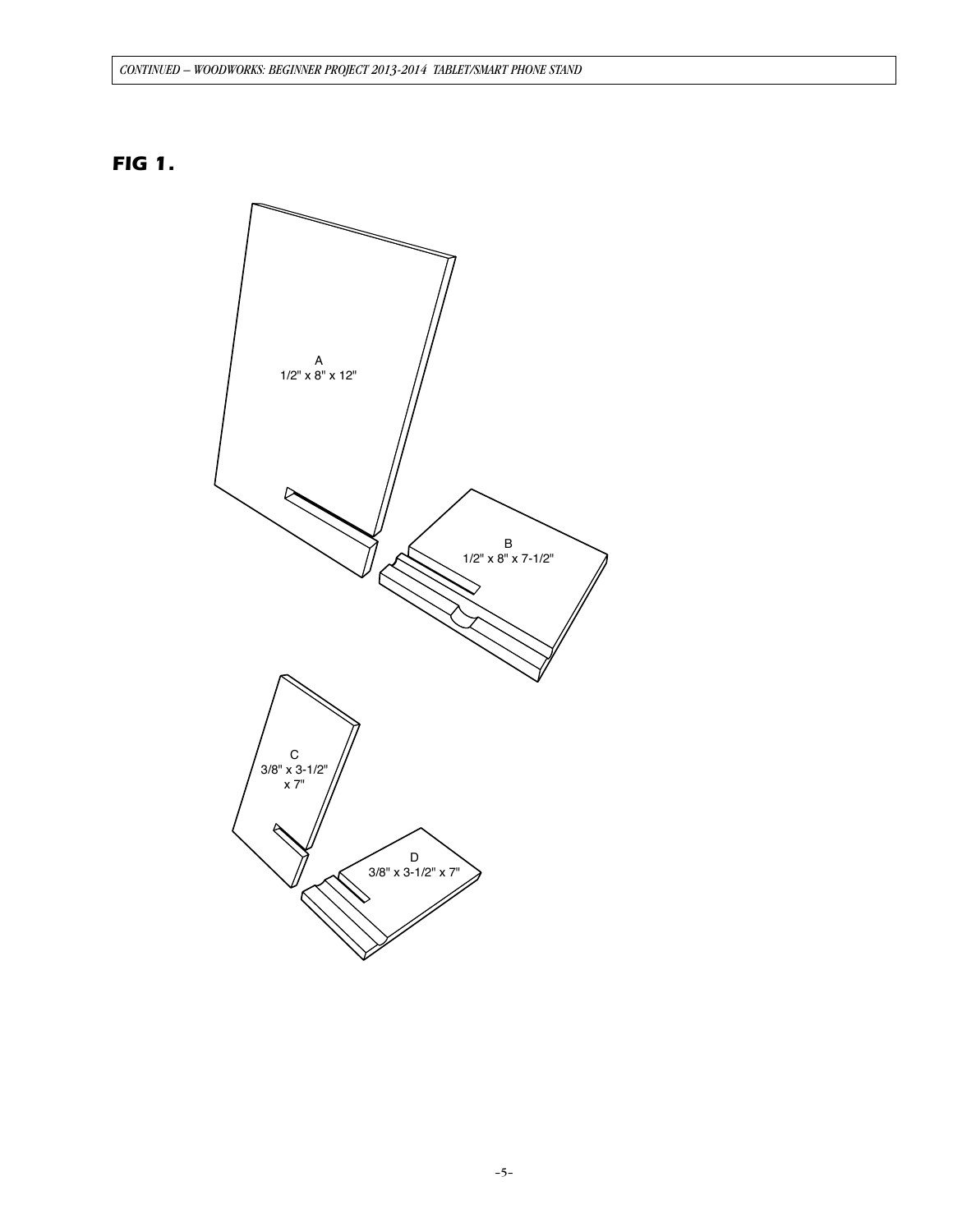**FIG 1.**

A
1/2" x 8" x 12"

B
1/2" x 8" x 7-1/2"

C
3/8" x 3-1/2"
x 7"

D
3/8" x 3-1/2" x 7"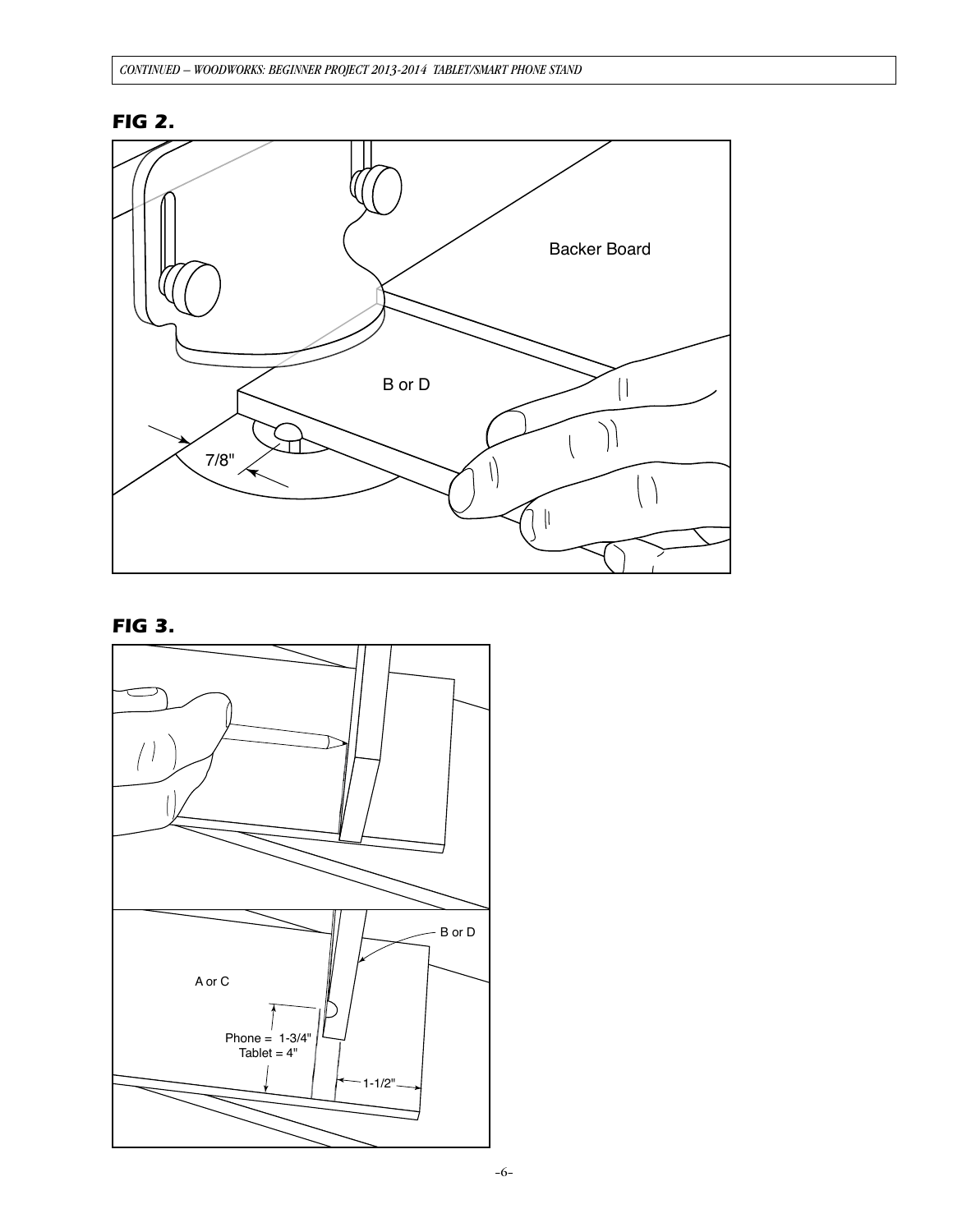**FIG 2.**

Backer Board

B or D

7/8"

**FIG 3.**

B or D

A or C

Phone = 1-3/4"
Tablet = 4"

1-1/2"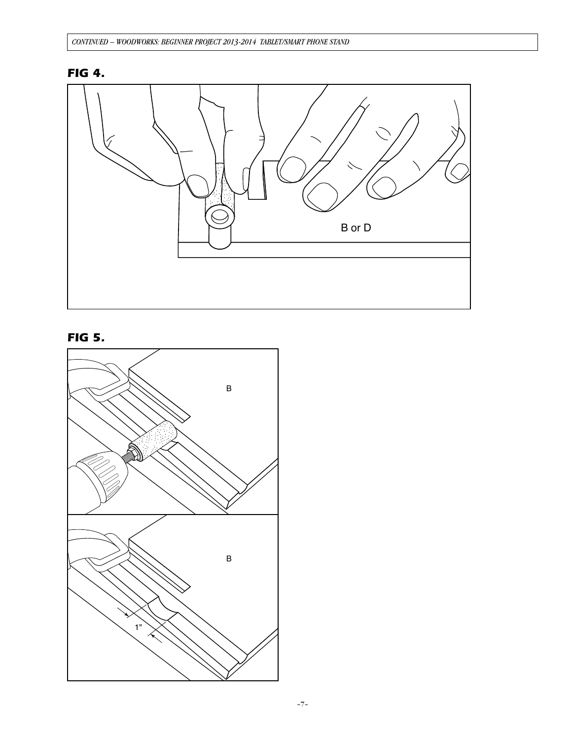**FIG 4.**

B or D

**FIG 5.**

B

B

1"